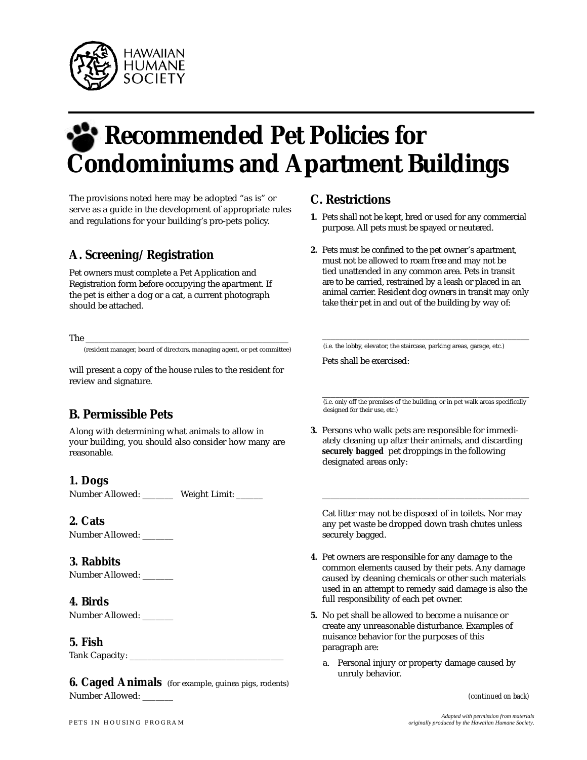HAWAIIAN HUMANE SOCIETY

# Recommended Pet Policies for Condominiums and Apartment Buildings

The provisions noted here may be adopted "as is" or serve as a guide in the development of appropriate rules and regulations for your building's pro-pets policy.

## A. Screening/Registration

Pet owners must complete a Pet Application and Registration form before occupying the apartment. If the pet is either a dog or a cat, a current photograph should be attached.

The ___________________________________________________
(resident manager, board of directors, managing agent, or pet committee)

will present a copy of the house rules to the resident for review and signature.

## B. Permissible Pets

Along with determining what animals to allow in your building, you should also consider how many are reasonable.

### 1. Dogs

Number Allowed: _______ Weight Limit: ______

### 2. Cats

Number Allowed: _______

### 3. Rabbits

Number Allowed: _______

### 4. Birds

Number Allowed: _______

### 5. Fish

Tank Capacity: ____________________________________

### 6. Caged Animals (for example, guinea pigs, rodents)

Number Allowed: _______

## C. Restrictions

1. Pets shall not be kept, bred or used for any commercial purpose. All pets must be spayed or neutered.

2. Pets must be confined to the pet owner's apartment, must not be allowed to roam free and may not be tied unattended in any common area. Pets in transit are to be carried, restrained by a leash or placed in an animal carrier. Resident dog owners in transit may only take their pet in and out of the building by way of:

   ___________________________________________________
   (i.e. the lobby, elevator, the staircase, parking areas, garage, etc.)

   Pets shall be exercised:

   ___________________________________________________
   (i.e. only off the premises of the building, or in pet walk areas specifically designed for their use, etc.)

3. Persons who walk pets are responsible for immediately cleaning up after their animals, and discarding **securely bagged** pet droppings in the following designated areas only:

   ___________________________________________________

   Cat litter may not be disposed of in toilets. Nor may any pet waste be dropped down trash chutes unless securely bagged.

4. Pet owners are responsible for any damage to the common elements caused by their pets. Any damage caused by cleaning chemicals or other such materials used in an attempt to remedy said damage is also the full responsibility of each pet owner.

5. No pet shall be allowed to become a nuisance or create any unreasonable disturbance. Examples of nuisance behavior for the purposes of this paragraph are:

   a. Personal injury or property damage caused by unruly behavior.

*(continued on back)*

PETS IN HOUSING PROGRAM

*Adapted with permission from materials originally produced by the Hawaiian Humane Society.*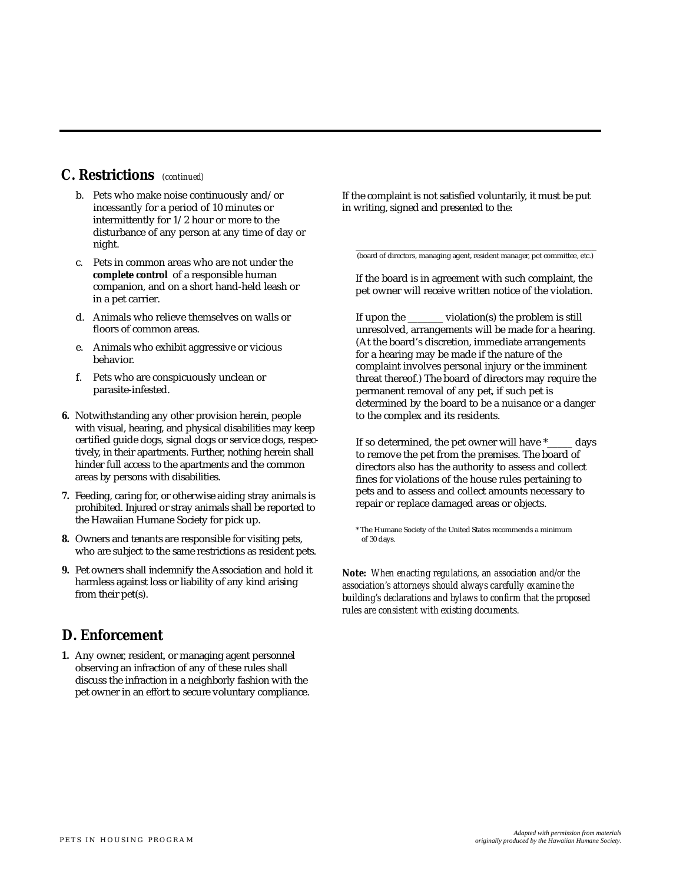## C. Restrictions *(continued)*

b. Pets who make noise continuously and/or incessantly for a period of 10 minutes or intermittently for 1/2 hour or more to the disturbance of any person at any time of day or night.

c. Pets in common areas who are not under the **complete control** of a responsible human companion, and on a short hand-held leash or in a pet carrier.

d. Animals who relieve themselves on walls or floors of common areas.

e. Animals who exhibit aggressive or vicious behavior.

f. Pets who are conspicuously unclean or parasite-infested.

**6.** Notwithstanding any other provision herein, people with visual, hearing, and physical disabilities may keep certified guide dogs, signal dogs or service dogs, respectively, in their apartments. Further, nothing herein shall hinder full access to the apartments and the common areas by persons with disabilities.

**7.** Feeding, caring for, or otherwise aiding stray animals is prohibited. Injured or stray animals shall be reported to the Hawaiian Humane Society for pick up.

**8.** Owners and tenants are responsible for visiting pets, who are subject to the same restrictions as resident pets.

**9.** Pet owners shall indemnify the Association and hold it harmless against loss or liability of any kind arising from their pet(s).

## D. Enforcement

**1.** Any owner, resident, or managing agent personnel observing an infraction of any of these rules shall discuss the infraction in a neighborly fashion with the pet owner in an effort to secure voluntary compliance.

If the complaint is not satisfied voluntarily, it must be put in writing, signed and presented to the:

_______________________________________________

(board of directors, managing agent, resident manager, pet committee, etc.)

If the board is in agreement with such complaint, the pet owner will receive written notice of the violation.

If upon the _______ violation(s) the problem is still unresolved, arrangements will be made for a hearing. (At the board's discretion, immediate arrangements for a hearing may be made if the nature of the complaint involves personal injury or the imminent threat thereof.) The board of directors may require the permanent removal of any pet, if such pet is determined by the board to be a nuisance or a danger to the complex and its residents.

If so determined, the pet owner will have *_____ days to remove the pet from the premises. The board of directors also has the authority to assess and collect fines for violations of the house rules pertaining to pets and to assess and collect amounts necessary to repair or replace damaged areas or objects.

* The Humane Society of the United States recommends a minimum of 30 days.

**Note:** *When enacting regulations, an association and/or the association's attorneys should always carefully examine the building's declarations and bylaws to confirm that the proposed rules are consistent with existing documents.*

*Adapted with permission from materials originally produced by the Hawaiian Humane Society.*